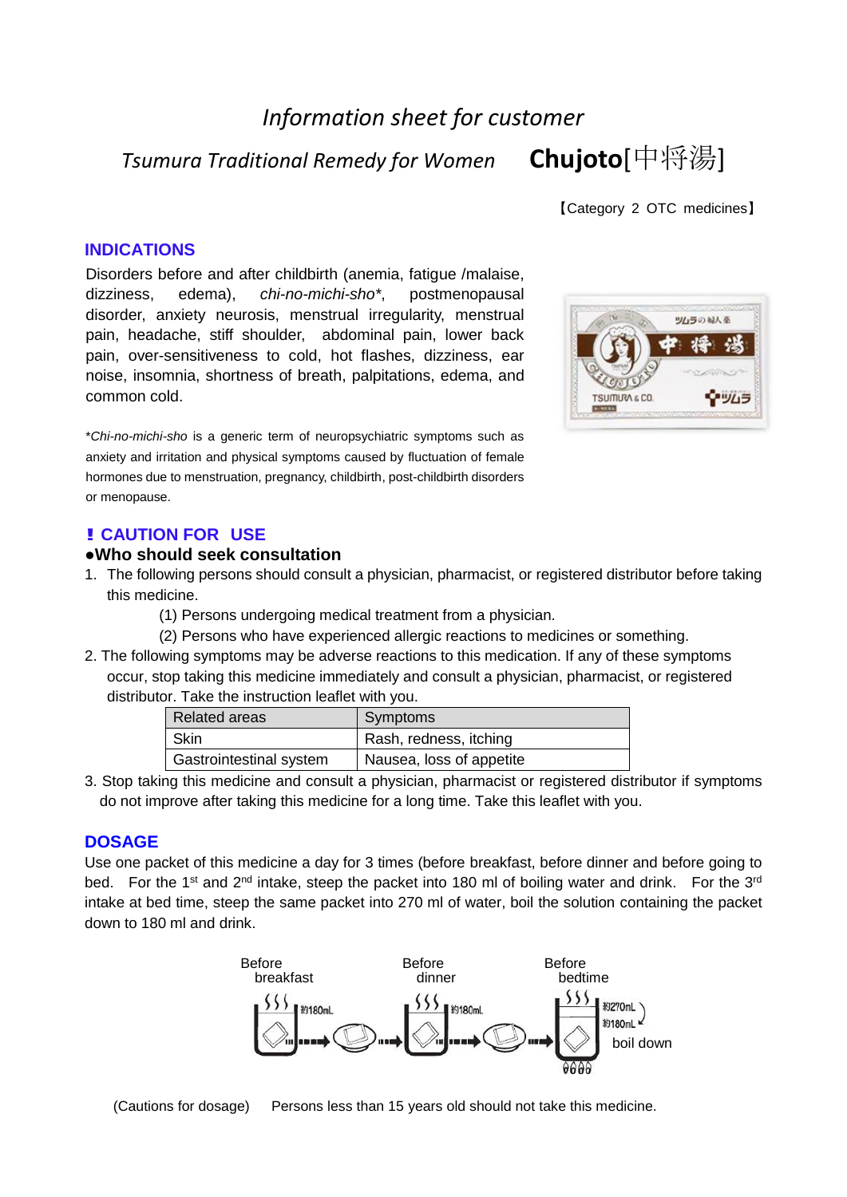# *Information sheet for customer*

## *Tsumura Traditional Remedy for Women* **Chujoto**[中将湯]

【Category 2 OTC medicines】

### INDICATIONS

Disorders before and after childbirth (anemia, fatigue /malaise, dizziness, edema), *chi-no-michi-sho*\*, postmenopausal disorder, anxiety neurosis, menstrual irregularity, menstrual pain, headache, stiff shoulder, abdominal pain, lower back pain, over-sensitiveness to cold, hot flashes, dizziness, ear noise, insomnia, shortness of breath, palpitations, edema, and common cold.

\**Chi-no-michi-sho* is a generic term of neuropsychiatric symptoms such as anxiety and irritation and physical symptoms caused by fluctuation of female hormones due to menstruation, pregnancy, childbirth, post-childbirth disorders or menopause.

### ! CAUTION FOR USE

**●Who should seek consultation**

1. The following persons should consult a physician, pharmacist, or registered distributor before taking this medicine.
   (1) Persons undergoing medical treatment from a physician.
   (2) Persons who have experienced allergic reactions to medicines or something.
2. The following symptoms may be adverse reactions to this medication. If any of these symptoms occur, stop taking this medicine immediately and consult a physician, pharmacist, or registered distributor. Take the instruction leaflet with you.

| Related areas | Symptoms |
|---|---|
| Skin | Rash, redness, itching |
| Gastrointestinal system | Nausea, loss of appetite |

3. Stop taking this medicine and consult a physician, pharmacist or registered distributor if symptoms do not improve after taking this medicine for a long time. Take this leaflet with you.

### DOSAGE

Use one packet of this medicine a day for 3 times (before breakfast, before dinner and before going to bed. For the 1st and 2nd intake, steep the packet into 180 ml of boiling water and drink. For the 3rd intake at bed time, steep the same packet into 270 ml of water, boil the solution containing the packet down to 180 ml and drink.

Before breakfast — 約180mL; Before dinner — 約180mL; Before bedtime — 約270mL → 約180mL boil down

(Cautions for dosage) Persons less than 15 years old should not take this medicine.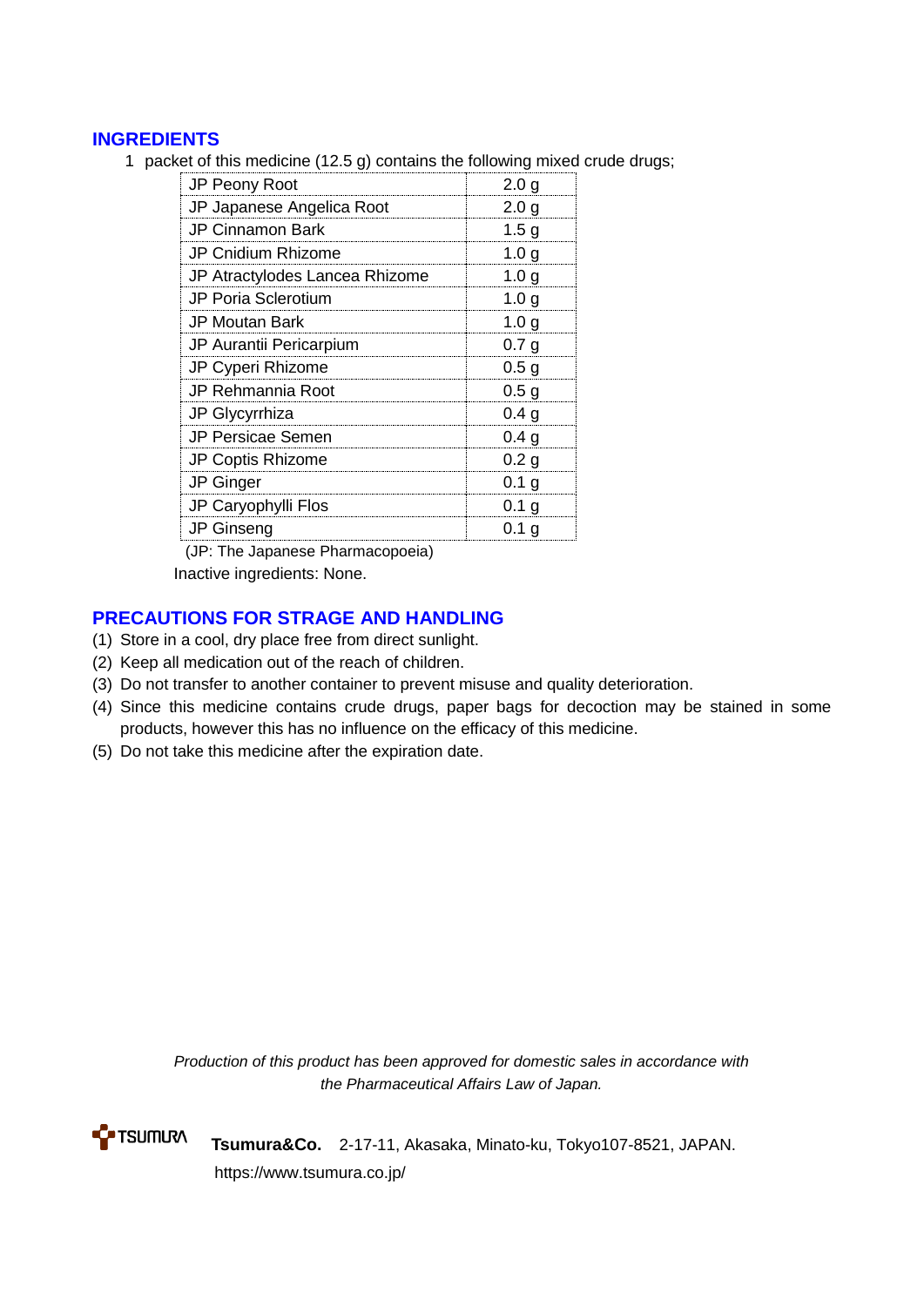## INGREDIENTS

1 packet of this medicine (12.5 g) contains the following mixed crude drugs;

| | |
|---|---|
| JP Peony Root | 2.0 g |
| JP Japanese Angelica Root | 2.0 g |
| JP Cinnamon Bark | 1.5 g |
| JP Cnidium Rhizome | 1.0 g |
| JP Atractylodes Lancea Rhizome | 1.0 g |
| JP Poria Sclerotium | 1.0 g |
| JP Moutan Bark | 1.0 g |
| JP Aurantii Pericarpium | 0.7 g |
| JP Cyperi Rhizome | 0.5 g |
| JP Rehmannia Root | 0.5 g |
| JP Glycyrrhiza | 0.4 g |
| JP Persicae Semen | 0.4 g |
| JP Coptis Rhizome | 0.2 g |
| JP Ginger | 0.1 g |
| JP Caryophylli Flos | 0.1 g |
| JP Ginseng | 0.1 g |

(JP: The Japanese Pharmacopoeia)

Inactive ingredients: None.

## PRECAUTIONS FOR STRAGE AND HANDLING

(1) Store in a cool, dry place free from direct sunlight.
(2) Keep all medication out of the reach of children.
(3) Do not transfer to another container to prevent misuse and quality deterioration.
(4) Since this medicine contains crude drugs, paper bags for decoction may be stained in some products, however this has no influence on the efficacy of this medicine.
(5) Do not take this medicine after the expiration date.

*Production of this product has been approved for domestic sales in accordance with the Pharmaceutical Affairs Law of Japan.*

TSUMURA **Tsumura&Co.** 2-17-11, Akasaka, Minato-ku, Tokyo107-8521, JAPAN.
https://www.tsumura.co.jp/